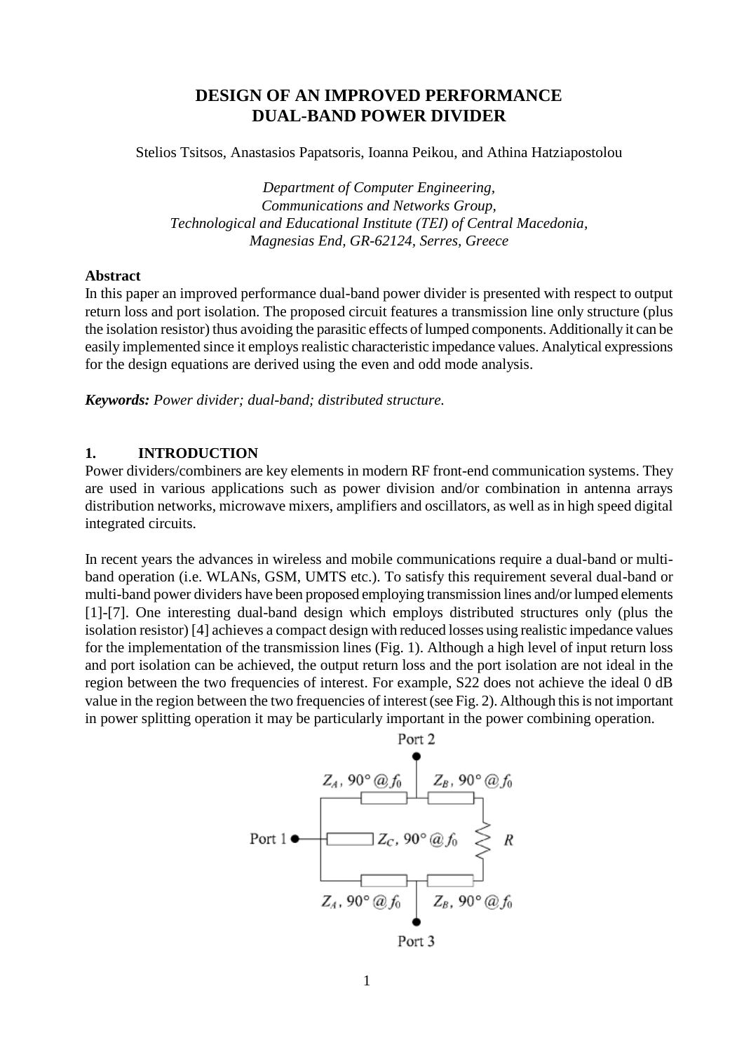# DESIGN OF AN IMPROVED PERFORMANCE DUAL-BAND POWER DIVIDER

Stelios Tsitsos, Anastasios Papatsoris, Ioanna Peikou, and Athina Hatziapostolou

*Department of Computer Engineering,*
*Communications and Networks Group,*
*Technological and Educational Institute (TEI) of Central Macedonia,*
*Magnesias End, GR-62124, Serres, Greece*

**Abstract**

In this paper an improved performance dual-band power divider is presented with respect to output return loss and port isolation. The proposed circuit features a transmission line only structure (plus the isolation resistor) thus avoiding the parasitic effects of lumped components. Additionally it can be easily implemented since it employs realistic characteristic impedance values. Analytical expressions for the design equations are derived using the even and odd mode analysis.

***Keywords:*** *Power divider; dual-band; distributed structure.*

## 1. INTRODUCTION

Power dividers/combiners are key elements in modern RF front-end communication systems. They are used in various applications such as power division and/or combination in antenna arrays distribution networks, microwave mixers, amplifiers and oscillators, as well as in high speed digital integrated circuits.

In recent years the advances in wireless and mobile communications require a dual-band or multi-band operation (i.e. WLANs, GSM, UMTS etc.). To satisfy this requirement several dual-band or multi-band power dividers have been proposed employing transmission lines and/or lumped elements [1]-[7]. One interesting dual-band design which employs distributed structures only (plus the isolation resistor) [4] achieves a compact design with reduced losses using realistic impedance values for the implementation of the transmission lines (Fig. 1). Although a high level of input return loss and port isolation can be achieved, the output return loss and the port isolation are not ideal in the region between the two frequencies of interest. For example, S22 does not achieve the ideal 0 dB value in the region between the two frequencies of interest (see Fig. 2). Although this is not important in power splitting operation it may be particularly important in the power combining operation.

Port 2

$Z_A$, 90° @ $f_0$ | $Z_B$, 90° @ $f_0$

Port 1 | $Z_C$, 90° @ $f_0$ | $R$

$Z_A$, 90° @ $f_0$ | $Z_B$, 90° @ $f_0$

Port 3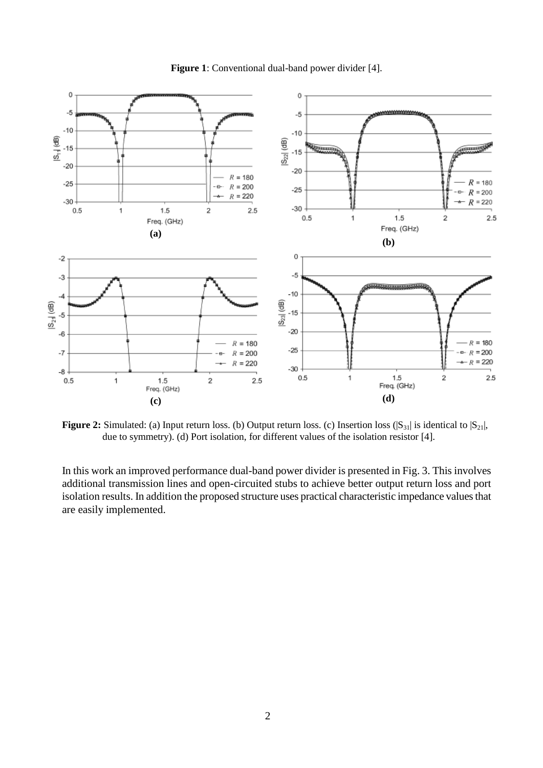**Figure 1**: Conventional dual-band power divider [4].

**Figure 2:** Simulated: (a) Input return loss. (b) Output return loss. (c) Insertion loss ($|S_{31}|$ is identical to $|S_{21}|$, due to symmetry). (d) Port isolation, for different values of the isolation resistor [4].

In this work an improved performance dual-band power divider is presented in Fig. 3. This involves additional transmission lines and open-circuited stubs to achieve better output return loss and port isolation results. In addition the proposed structure uses practical characteristic impedance values that are easily implemented.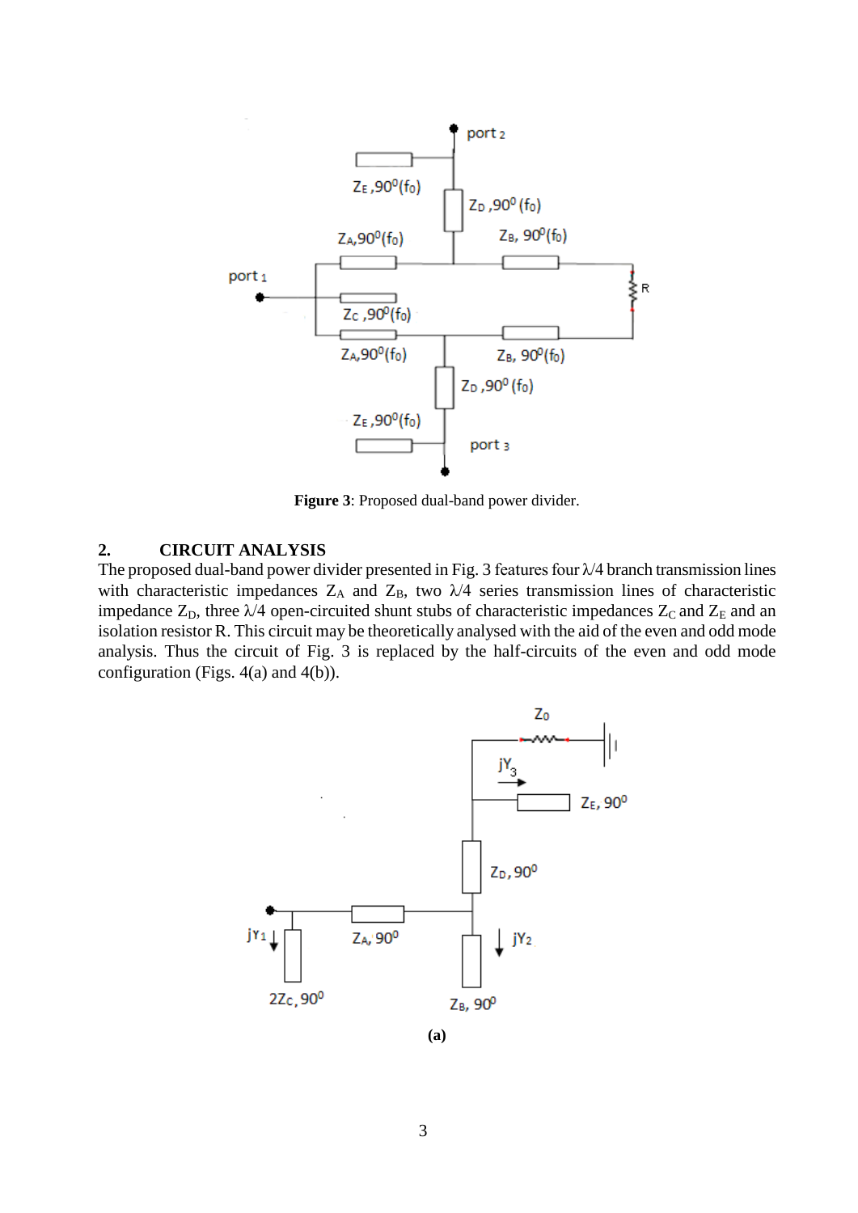**Figure 3**: Proposed dual-band power divider.

## 2. CIRCUIT ANALYSIS

The proposed dual-band power divider presented in Fig. 3 features four $\lambda/4$ branch transmission lines with characteristic impedances $Z_A$ and $Z_B$, two $\lambda/4$ series transmission lines of characteristic impedance $Z_D$, three $\lambda/4$ open-circuited shunt stubs of characteristic impedances $Z_C$ and $Z_E$ and an isolation resistor R. This circuit may be theoretically analysed with the aid of the even and odd mode analysis. Thus the circuit of Fig. 3 is replaced by the half-circuits of the even and odd mode configuration (Figs. 4(a) and 4(b)).

**(a)**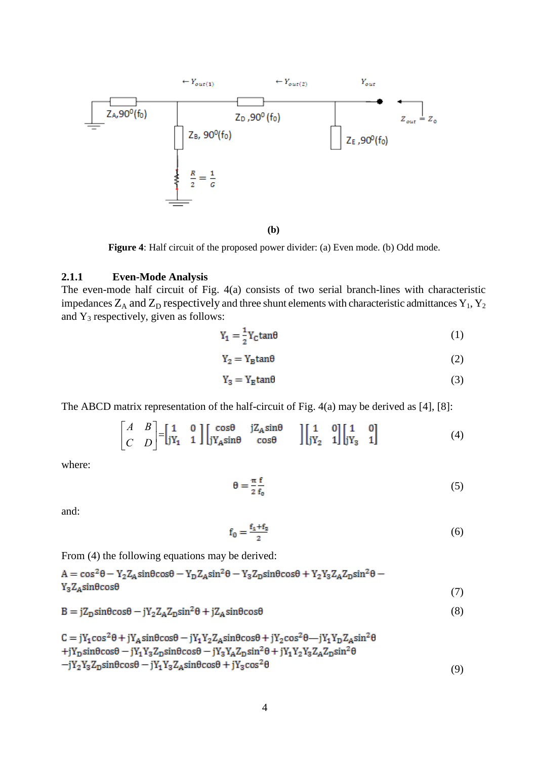**(b)**

**Figure 4**: Half circuit of the proposed power divider: (a) Even mode. (b) Odd mode.

### 2.1.1 Even-Mode Analysis

The even-mode half circuit of Fig. 4(a) consists of two serial branch-lines with characteristic impedances $Z_A$ and $Z_D$ respectively and three shunt elements with characteristic admittances $Y_1$, $Y_2$ and $Y_3$ respectively, given as follows:

$$Y_1 = \frac{1}{2} Y_C \tan\theta \tag{1}$$

$$Y_2 = Y_B \tan\theta \tag{2}$$

$$Y_3 = Y_E \tan\theta \tag{3}$$

The ABCD matrix representation of the half-circuit of Fig. 4(a) may be derived as [4], [8]:

$$\begin{bmatrix} A & B \\ C & D \end{bmatrix} = \begin{bmatrix} 1 & 0 \\ jY_1 & 1 \end{bmatrix} \begin{bmatrix} \cos\theta & jZ_A\sin\theta \\ jY_A\sin\theta & \cos\theta \end{bmatrix} \begin{bmatrix} 1 & 0 \\ jY_2 & 1 \end{bmatrix} \begin{bmatrix} 1 & 0 \\ jY_3 & 1 \end{bmatrix} \tag{4}$$

where:

$$\theta = \frac{\pi}{2}\frac{f}{f_0} \tag{5}$$

and:

$$f_0 = \frac{f_1 + f_2}{2} \tag{6}$$

From (4) the following equations may be derived:

$$A = \cos^2\theta - Y_2 Z_A \sin\theta\cos\theta - Y_D Z_A \sin^2\theta - Y_3 Z_D \sin\theta\cos\theta + Y_2 Y_3 Z_A Z_D \sin^2\theta - Y_3 Z_A \sin\theta\cos\theta \tag{7}$$

$$B = jZ_D \sin\theta\cos\theta - jY_2 Z_A Z_D \sin^2\theta + jZ_A \sin\theta\cos\theta \tag{8}$$

$$\begin{aligned} C = {} & jY_1\cos^2\theta + jY_A\sin\theta\cos\theta - jY_1Y_2Z_A\sin\theta\cos\theta + jY_2\cos^2\theta - jY_1Y_DZ_A\sin^2\theta \\ & + jY_D\sin\theta\cos\theta - jY_1Y_3Z_D\sin\theta\cos\theta - jY_3Y_AZ_D\sin^2\theta + jY_1Y_2Y_3Z_AZ_D\sin^2\theta \\ & - jY_2Y_3Z_D\sin\theta\cos\theta - jY_1Y_3Z_A\sin\theta\cos\theta + jY_3\cos^2\theta \end{aligned} \tag{9}$$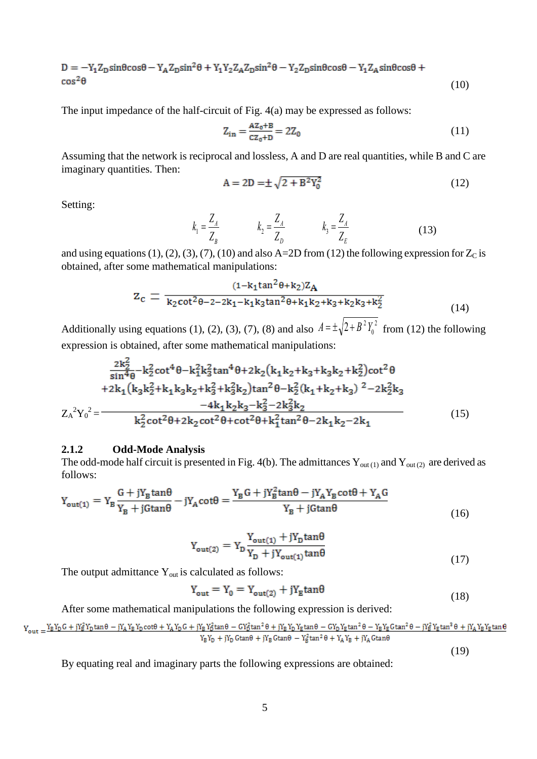$$\mathrm{D} = -Y_1 Z_D \sin\theta\cos\theta - Y_A Z_D \sin^2\theta + Y_1 Y_2 Z_A Z_D \sin^2\theta - Y_2 Z_D \sin\theta\cos\theta - Y_1 Z_A \sin\theta\cos\theta + \cos^2\theta \tag{10}$$

The input impedance of the half-circuit of Fig. 4(a) may be expressed as follows:

$$Z_{in} = \frac{AZ_0 + B}{CZ_0 + D} = 2Z_0 \tag{11}$$

Assuming that the network is reciprocal and lossless, A and D are real quantities, while B and C are imaginary quantities. Then:

$$A = 2D = \pm\sqrt{2 + B^2 Y_0^2} \tag{12}$$

Setting:

$$k_1 = \frac{Z_A}{Z_B} \qquad k_2 = \frac{Z_A}{Z_D} \qquad k_3 = \frac{Z_A}{Z_E} \tag{13}$$

and using equations (1), (2), (3), (7), (10) and also A=2D from (12) the following expression for $Z_C$ is obtained, after some mathematical manipulations:

$$Z_C = \frac{(1 - k_1 \tan^2\theta + k_2) Z_A}{k_2 \cot^2\theta - 2 - 2k_1 - k_1 k_3 \tan^2\theta + k_1 k_2 + k_3 + k_2 k_3 + k_2^2} \tag{14}$$

Additionally using equations (1), (2), (3), (7), (8) and also $A = \pm\sqrt{2 + B^2 Y_0^2}$ from (12) the following expression is obtained, after some mathematical manipulations:

$$Z_A^2 Y_0^2 = \frac{\begin{array}{c}\frac{2k_2^2}{\sin^4\theta} - k_2^2\cot^4\theta - k_1^2 k_3^2 \tan^4\theta + 2k_2(k_1 k_2 + k_3 + k_3 k_2 + k_2^2)\cot^2\theta \\ +2k_1(k_3 k_2^2 + k_1 k_3 k_2 + k_3^2 + k_3^2 k_2)\tan^2\theta - k_2^2(k_1 + k_2 + k_3)^2 - 2k_2^2 k_3 \\ -4k_1 k_2 k_3 - k_3^2 - 2k_3^2 k_2\end{array}}{k_2^2\cot^2\theta + 2k_2\cot^2\theta + \cot^2\theta + k_1^2\tan^2\theta - 2k_1 k_2 - 2k_1} \tag{15}$$

### 2.1.2 Odd-Mode Analysis

The odd-mode half circuit is presented in Fig. 4(b). The admittances $Y_{out(1)}$ and $Y_{out(2)}$ are derived as follows:

$$Y_{out(1)} = Y_B \frac{G + jY_B \tan\theta}{Y_B + jG\tan\theta} - jY_A \cot\theta = \frac{Y_B G + jY_B^2 \tan\theta - jY_A Y_B \cot\theta + Y_A G}{Y_B + jG\tan\theta} \tag{16}$$

$$Y_{out(2)} = Y_D \frac{Y_{out(1)} + jY_D \tan\theta}{Y_D + jY_{out(1)} \tan\theta} \tag{17}$$

The output admittance $Y_{out}$ is calculated as follows:

$$Y_{out} = Y_0 = Y_{out(2)} + jY_E \tan\theta \tag{18}$$

After some mathematical manipulations the following expression is derived:

$$Y_{out} = \frac{Y_B Y_D G + jY_B^2 Y_D \tan\theta - jY_A Y_B Y_D \cot\theta + Y_A Y_D G + jY_B Y_D^2 \tan\theta - GY_D^2 \tan^2\theta + jY_B Y_D Y_E \tan\theta - GY_D Y_E \tan^2\theta - Y_B Y_E G \tan^2\theta - jY_B^2 Y_E \tan^3\theta + jY_A Y_B Y_E \tan\theta}{Y_B Y_D + jY_D G\tan\theta + jY_B G\tan\theta - Y_B^2 \tan^2\theta + Y_A Y_B + jY_A G\tan\theta} \tag{19}$$

By equating real and imaginary parts the following expressions are obtained: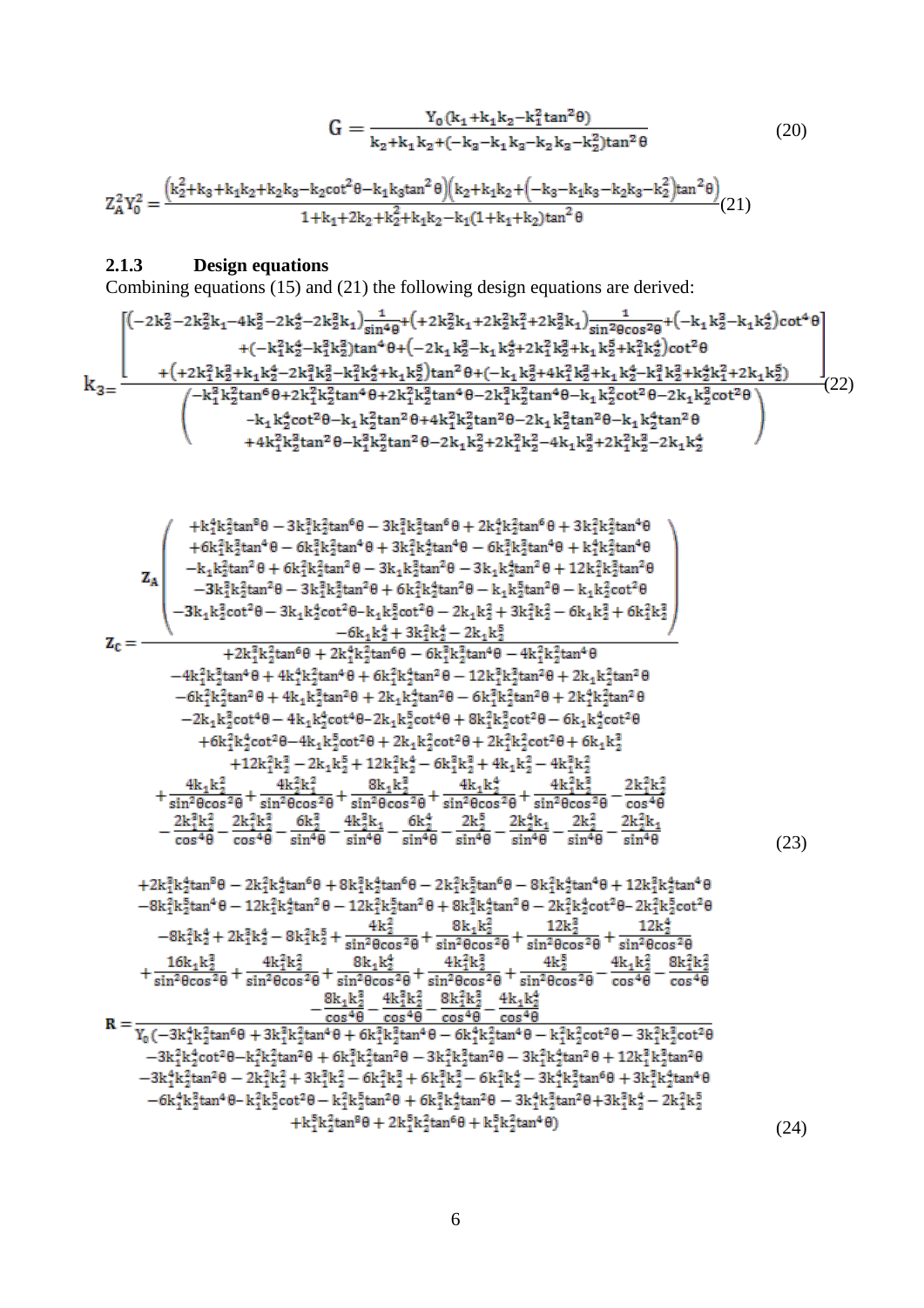$$G = \frac{Y_0(k_1 + k_1 k_2 - k_1^2 \tan^2\theta)}{k_2 + k_1 k_2 + (-k_3 - k_1 k_3 - k_2 k_3 - k_2^2)\tan^2\theta} \tag{20}$$

$$Z_A^2 Y_0^2 = \frac{\left(k_2^2 + k_3 + k_1 k_2 + k_2 k_3 - k_2 \cot^2\theta - k_1 k_3 \tan^2\theta\right)\left(k_2 + k_1 k_2 + \left(-k_3 - k_1 k_3 - k_2 k_3 - k_2^2\right)\tan^2\theta\right)}{1 + k_1 + 2k_2 + k_2^2 + k_1 k_2 - k_1(1 + k_1 + k_2)\tan^2\theta} \tag{21}$$

### 2.1.3 Design equations

Combining equations (15) and (21) the following design equations are derived:

$$k_3 = \frac{\begin{bmatrix} \left(-2k_2^3 - 2k_2^2 k_1 - 4k_2^3 - 2k_2^4 - 2k_2^3 k_1\right)\frac{1}{\sin^4\theta} + \left(+2k_2^2 k_1 + 2k_2^2 k_1^2 + 2k_2^3 k_1\right)\frac{1}{\sin^2\theta\cos^2\theta} + \left(-k_1 k_2^3 - k_1 k_2^4\right)\cot^4\theta \\ + \left(-k_1^2 k_2^4 - k_1^3 k_2^3\right)\tan^4\theta + \left(-2k_1 k_2^3 - k_1 k_2^4 + 2k_1^2 k_2^3 + k_1 k_2^5 + k_1^2 k_2^4\right)\cot^2\theta \\ + \left(+2k_1^2 k_2^3 + k_1 k_2^4 - 2k_1^2 k_2^3 - k_1^2 k_2^4 + k_1 k_2^5\right)\tan^2\theta + \left(-k_1 k_2^3 + 4k_1^2 k_2^3 + k_1 k_2^4 - k_1^3 k_2^3 + k_2^4 k_1^2 + 2k_1 k_2^5\right) \end{bmatrix}}{\begin{pmatrix} -k_1^3 k_2^2 \tan^6\theta + 2k_1^2 k_2^2 \tan^4\theta + 2k_1^2 k_2^2 \tan^4\theta - 2k_1^3 k_2^2 \tan^4\theta - k_1 k_2^3 \cot^2\theta - 2k_1 k_2^3 \cot^2\theta \\ -k_1 k_2^4 \cot^2\theta - k_1 k_2^4 \tan^2\theta + 4k_1^2 k_2^2 \tan^2\theta - 2k_1 k_2^3 \tan^2\theta - k_1 k_2^4 \tan^2\theta \\ + 4k_1^2 k_2^3 \tan^2\theta - k_1^3 k_2^2 \tan^2\theta - 2k_1 k_2^3 + 2k_1^2 k_2^2 - 4k_1 k_2^3 + 2k_1^2 k_2^3 - 2k_1 k_2^4 \end{pmatrix}} \tag{22}$$

$$Z_C = \frac{Z_A \begin{pmatrix} +k_1^4 k_2^2 \tan^8\theta - 3k_1^3 k_2^2 \tan^6\theta - 3k_1^3 k_2^3 \tan^6\theta + 2k_1^4 k_2^2 \tan^6\theta + 3k_1^2 k_2^2 \tan^4\theta \\ +6k_1^2 k_2^3 \tan^4\theta - 6k_1^3 k_2^2 \tan^4\theta + 3k_1^2 k_2^4 \tan^4\theta - 6k_1^3 k_2^3 \tan^4\theta + k_1^4 k_2^2 \tan^4\theta \\ -k_1 k_2^2 \tan^2\theta + 6k_1^2 k_2^2 \tan^2\theta - 3k_1 k_2^3 \tan^2\theta - 3k_1 k_2^4 \tan^2\theta + 12k_1^2 k_2^3 \tan^2\theta \\ -3k_1^3 k_2^2 \tan^2\theta - 3k_1^3 k_2^3 \tan^2\theta + 6k_1^2 k_2^4 \tan^2\theta - k_1 k_2^5 \tan^2\theta - k_1 k_2^2 \cot^2\theta \\ -3k_1 k_2^3 \cot^2\theta - 3k_1 k_2^4 \cot^2\theta - k_1 k_2^5 \cot^2\theta - 2k_1 k_2^2 + 3k_1^2 k_2^2 - 6k_1 k_2^3 + 6k_1^2 k_2^3 \\ -6k_1 k_2^4 + 3k_1^2 k_2^4 - 2k_1 k_2^5 \end{pmatrix}}{\begin{matrix} +2k_1^3 k_2^2 \tan^6\theta + 2k_1^4 k_2^2 \tan^6\theta - 6k_1^3 k_2^2 \tan^4\theta - 4k_1^2 k_2^2 \tan^4\theta \\ -4k_1^2 k_2^3 \tan^4\theta + 4k_1^4 k_2^2 \tan^4\theta + 6k_1^2 k_2^4 \tan^2\theta - 12k_1^3 k_2^3 \tan^2\theta + 2k_1 k_2^2 \tan^2\theta \\ -6k_1^2 k_2^2 \tan^2\theta + 4k_1 k_2^3 \tan^2\theta + 2k_1 k_2^4 \tan^2\theta - 6k_1^3 k_2^2 \tan^2\theta + 2k_1^4 k_2^2 \tan^2\theta \\ -2k_1 k_2^3 \cot^4\theta - 4k_1 k_2^4 \cot^4\theta - 2k_1 k_2^5 \cot^4\theta + 8k_1^2 k_2^3 \cot^2\theta - 6k_1 k_2^4 \cot^2\theta \\ +6k_1^2 k_2^4 \cot^2\theta - 4k_1 k_2^5 \cot^2\theta + 2k_1 k_2^2 \cot^2\theta + 2k_1^2 k_2^2 \cot^2\theta + 6k_1 k_2^3 \\ +12k_1^2 k_2^3 - 2k_1 k_2^5 + 12k_1^2 k_2^4 - 6k_1^3 k_2^3 + 4k_1 k_2^2 - 4k_1^3 k_2^2 \\ +\frac{4k_1 k_2^2}{\sin^2\theta\cos^2\theta} + \frac{4k_1^2 k_2^2}{\sin^2\theta\cos^2\theta} + \frac{8k_1 k_2^3}{\sin^2\theta\cos^2\theta} + \frac{4k_1 k_2^4}{\sin^2\theta\cos^2\theta} + \frac{4k_1^2 k_2^3}{\sin^2\theta\cos^2\theta} - \frac{2k_1^2 k_2^2}{\cos^4\theta} \\ -\frac{2k_1^3 k_2^2}{\cos^4\theta} - \frac{2k_1^2 k_2^3}{\cos^4\theta} - \frac{6k_2^3}{\sin^4\theta} - \frac{4k_2^3 k_1}{\sin^4\theta} - \frac{6k_2^4}{\sin^4\theta} - \frac{2k_2^5}{\sin^4\theta} - \frac{2k_2^4 k_1}{\sin^4\theta} - \frac{2k_2^2}{\sin^4\theta} - \frac{2k_2^2 k_1}{\sin^4\theta} \end{matrix}} \tag{23}$$

$$R = \frac{\begin{matrix} +2k_1^3 k_2^2 \tan^8\theta - 2k_1^2 k_2^4 \tan^6\theta + 8k_1^3 k_2^3 \tan^6\theta - 2k_1^2 k_2^5 \tan^6\theta - 8k_1^2 k_2^4 \tan^4\theta + 12k_1^3 k_2^3 \tan^4\theta \\ -8k_1^2 k_2^5 \tan^4\theta - 12k_1^2 k_2^4 \tan^2\theta - 12k_1^2 k_2^5 \tan^2\theta + 8k_1^3 k_2^4 \tan^2\theta - 2k_1^2 k_2^4 \cot^2\theta - 2k_1^2 k_2^5 \cot^2\theta \\ -8k_1^2 k_2^4 + 2k_1^3 k_2^4 - 8k_1^2 k_2^5 + \frac{4k_2^2}{\sin^2\theta\cos^2\theta} + \frac{8k_1 k_2^2}{\sin^2\theta\cos^2\theta} + \frac{12k_2^3}{\sin^2\theta\cos^2\theta} + \frac{12k_2^4}{\sin^2\theta\cos^2\theta} \\ +\frac{16k_1 k_2^3}{\sin^2\theta\cos^2\theta} + \frac{4k_1^2 k_2^2}{\sin^2\theta\cos^2\theta} + \frac{8k_1 k_2^4}{\sin^2\theta\cos^2\theta} + \frac{4k_1^2 k_2^3}{\sin^2\theta\cos^2\theta} + \frac{4k_2^5}{\sin^2\theta\cos^2\theta} - \frac{4k_1 k_2^2}{\cos^4\theta} - \frac{8k_1^2 k_2^2}{\cos^4\theta} \\ -\frac{8k_1 k_2^3}{\cos^4\theta} - \frac{4k_1^3 k_2^2}{\cos^4\theta} - \frac{8k_1^2 k_2^3}{\cos^4\theta} - \frac{4k_1 k_2^4}{\cos^4\theta} \end{matrix}}{\begin{matrix} Y_0\big(-3k_1^4 k_2^2 \tan^6\theta + 3k_1^3 k_2^2 \tan^4\theta + 6k_1^3 k_2^3 \tan^4\theta - 6k_1^4 k_2^2 \tan^4\theta - k_1^2 k_2^2 \cot^2\theta - 3k_1^2 k_2^3 \cot^2\theta \\ -3k_1^2 k_2^4 \cot^2\theta - k_1^2 k_2^2 \tan^2\theta + 6k_1^3 k_2^2 \tan^2\theta - 3k_1^2 k_2^3 \tan^2\theta - 3k_1^2 k_2^4 \tan^2\theta + 12k_1^3 k_2^3 \tan^2\theta \\ -3k_1^4 k_2^2 \tan^2\theta - 2k_1^2 k_2^2 + 3k_1^3 k_2^2 - 6k_1^2 k_2^3 + 6k_1^3 k_2^3 - 6k_1^2 k_2^4 - 3k_1^4 k_2^3 \tan^6\theta + 3k_1^3 k_2^4 \tan^4\theta \\ -6k_1^4 k_2^3 \tan^4\theta - k_1^2 k_2^5 \cot^2\theta - k_1^2 k_2^5 \tan^2\theta + 6k_1^3 k_2^4 \tan^2\theta - 3k_1^4 k_2^3 \tan^2\theta + 3k_1^3 k_2^4 - 2k_1^2 k_2^5 \\ +k_1^5 k_2^2 \tan^8\theta + 2k_1^5 k_2^2 \tan^6\theta + k_1^5 k_2^2 \tan^4\theta\big) \end{matrix}} \tag{24}$$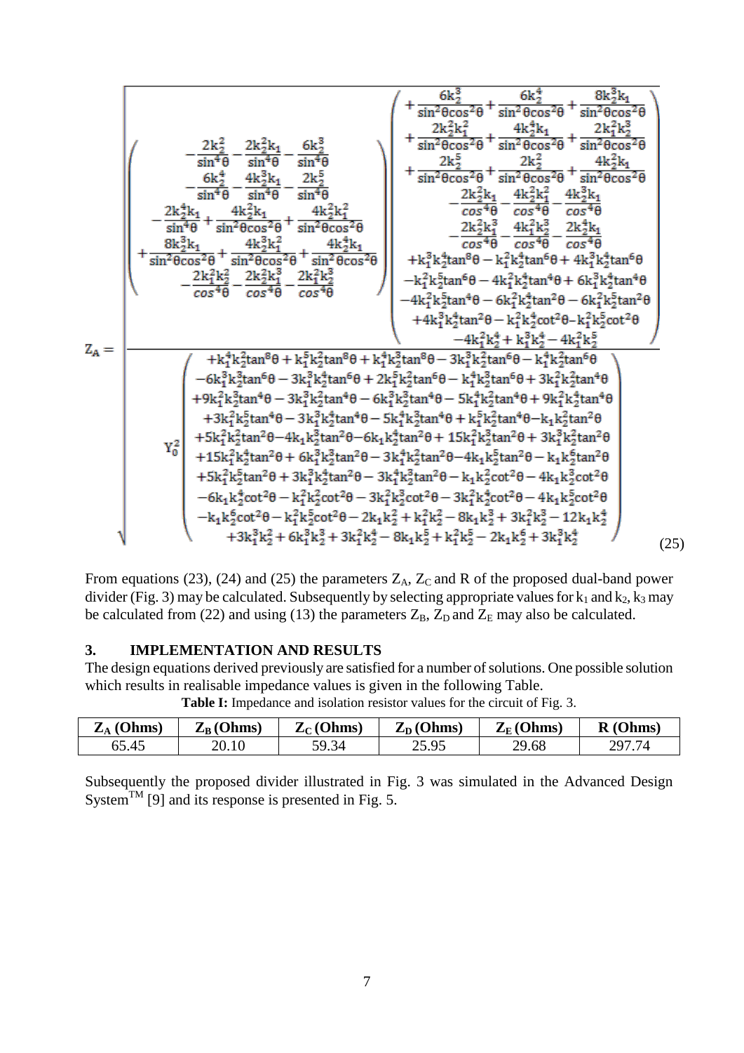$$
Z_A = \sqrt{\frac{\left(\begin{array}{c} -\frac{2k_2^2}{\sin^4\theta} - \frac{2k_2^2k_1}{\sin^4\theta} - \frac{6k_2^3}{\sin^4\theta} \\ -\frac{6k_2^4}{\sin^4\theta} - \frac{4k_2^3k_1}{\sin^4\theta} - \frac{2k_2^5}{\sin^4\theta} \\ -\frac{2k_2^4k_1}{\sin^4\theta} + \frac{4k_2^2k_1}{\sin^2\theta\cos^2\theta} + \frac{4k_2^2k_1^2}{\sin^2\theta\cos^2\theta} \\ +\frac{8k_2^3k_1}{\sin^2\theta\cos^2\theta} + \frac{4k_2^3k_1^2}{\sin^2\theta\cos^2\theta} + \frac{4k_2^4k_1}{\sin^2\theta\cos^2\theta} \\ -\frac{2k_1^2k_2^2}{\cos^4\theta} - \frac{2k_2^3k_1^3}{\cos^4\theta} - \frac{2k_1^2k_2^3}{\cos^4\theta} \end{array}\right)\left(\begin{array}{c} +\frac{6k_2^3}{\sin^2\theta\cos^2\theta} + \frac{6k_2^4}{\sin^2\theta\cos^2\theta} + \frac{8k_2^3k_1}{\sin^2\theta\cos^2\theta} \\ +\frac{2k_2^2k_1^2}{\sin^2\theta\cos^2\theta} + \frac{4k_2^4k_1}{\sin^2\theta\cos^2\theta} + \frac{2k_1^2k_2^3}{\sin^2\theta\cos^2\theta} \\ +\frac{2k_2^5}{\sin^2\theta\cos^2\theta} + \frac{2k_2^2}{\sin^2\theta\cos^2\theta} + \frac{4k_2^2k_1}{\sin^2\theta\cos^2\theta} \\ -\frac{2k_2^2k_1}{\cos^4\theta} - \frac{4k_2^2k_1^2}{\cos^4\theta} - \frac{4k_2^3k_1}{\cos^4\theta} \\ -\frac{2k_2^2k_1^3}{\cos^4\theta} - \frac{4k_1^2k_2^3}{\cos^4\theta} - \frac{2k_2^4k_1}{\cos^4\theta} \\ +k_1^3k_2^3\tan^8\theta - k_1^2k_2^4\tan^6\theta + 4k_1^3k_2^3\tan^6\theta \\ -k_1^2k_2^5\tan^6\theta - 4k_1^2k_2^4\tan^4\theta + 6k_1^3k_2^4\tan^4\theta \\ -4k_1^2k_2^5\tan^4\theta - 6k_1^2k_2^4\tan^2\theta - 6k_1^2k_2^5\tan^2\theta \\ +4k_1^3k_2^4\tan^2\theta - k_1^2k_2^4\cot^2\theta - k_1^2k_2^5\cot^2\theta \\ -4k_1^2k_2^4 + k_1^3k_2^4 - 4k_1^2k_2^5 \end{array}\right)}{Y_0^2\left(\begin{array}{c} +k_1^4k_2^2\tan^8\theta + k_1^5k_2^2\tan^8\theta + k_1^4k_2^3\tan^8\theta - 3k_1^3k_2^2\tan^6\theta - k_1^4k_2^2\tan^6\theta \\ -6k_1^3k_2^3\tan^6\theta - 3k_1^3k_2^4\tan^6\theta + 2k_1^5k_2^2\tan^6\theta - k_1^4k_2^3\tan^6\theta + 3k_1^2k_2^2\tan^4\theta \\ +9k_1^2k_2^3\tan^4\theta - 3k_1^3k_2^2\tan^4\theta - 6k_1^3k_2^3\tan^4\theta - 5k_1^4k_2^2\tan^4\theta + 9k_1^2k_2^4\tan^4\theta \\ +3k_1^2k_2^5\tan^4\theta - 3k_1^3k_2^4\tan^4\theta - 5k_1^4k_2^3\tan^4\theta + k_1^5k_2^2\tan^4\theta - k_1k_2^2\tan^2\theta \\ +5k_1^2k_2^2\tan^2\theta - 4k_1k_2^3\tan^2\theta - 6k_1k_2^4\tan^2\theta + 15k_1^2k_2^3\tan^2\theta + 3k_1^3k_2^2\tan^2\theta \\ +15k_1^2k_2^4\tan^2\theta + 6k_1^3k_2^3\tan^2\theta - 3k_1^4k_2^3\tan^2\theta - 4k_1k_2^5\tan^2\theta - k_1k_2^6\tan^2\theta \\ +5k_1^2k_2^5\tan^2\theta + 3k_1^3k_2^4\tan^2\theta - 3k_1^4k_2^3\tan^2\theta - k_1k_2^2\cot^2\theta - 4k_1k_2^3\cot^2\theta \\ -6k_1k_2^4\cot^2\theta - k_1^2k_2^2\cot^2\theta - 3k_1^2k_2^3\cot^2\theta - 3k_1^2k_2^4\cot^2\theta - 4k_1k_2^5\cot^2\theta \\ -k_1k_2^6\cot^2\theta - k_1^2k_2^5\cot^2\theta - 2k_1k_2^2 + k_1^2k_2^2 - 8k_1k_2^3 + 3k_1^2k_2^3 - 12k_1k_2^4 \\ +3k_1^3k_2^2 + 6k_1^3k_2^3 + 3k_1^2k_2^4 - 8k_1k_2^5 + k_1^2k_2^5 - 2k_1k_2^6 + 3k_1^3k_2^4 \end{array}\right)}} \tag{25}
$$

From equations (23), (24) and (25) the parameters $Z_A$, $Z_C$ and R of the proposed dual-band power divider (Fig. 3) may be calculated. Subsequently by selecting appropriate values for $k_1$ and $k_2$, $k_3$ may be calculated from (22) and using (13) the parameters $Z_B$, $Z_D$ and $Z_E$ may also be calculated.

## 3. IMPLEMENTATION AND RESULTS

The design equations derived previously are satisfied for a number of solutions. One possible solution which results in realisable impedance values is given in the following Table.

**Table I:** Impedance and isolation resistor values for the circuit of Fig. 3.

| $Z_A$ (Ohms) | $Z_B$ (Ohms) | $Z_C$ (Ohms) | $Z_D$ (Ohms) | $Z_E$ (Ohms) | R (Ohms) |
|---|---|---|---|---|---|
| 65.45 | 20.10 | 59.34 | 25.95 | 29.68 | 297.74 |

Subsequently the proposed divider illustrated in Fig. 3 was simulated in the Advanced Design System™ [9] and its response is presented in Fig. 5.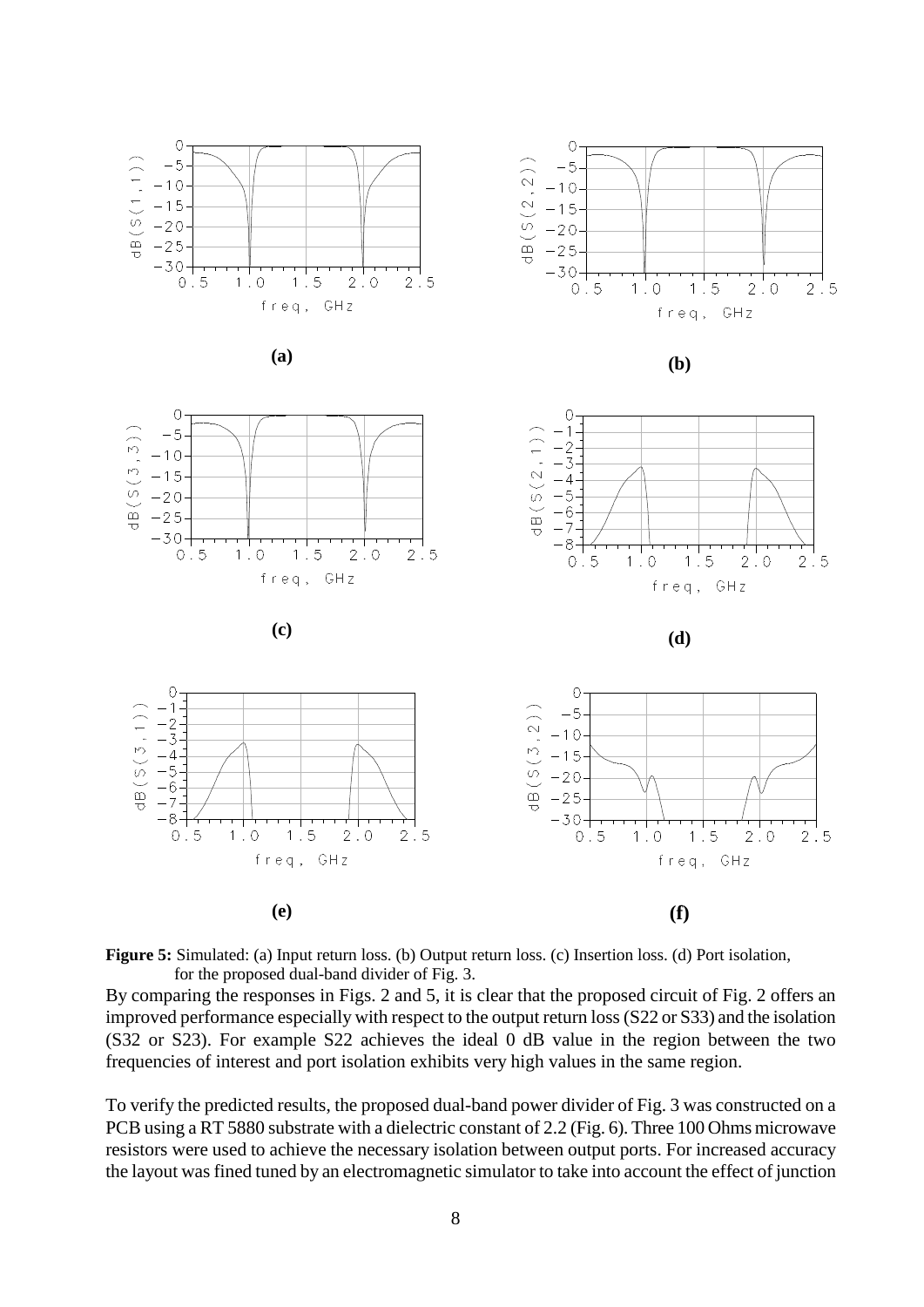**(a)**

**(b)**

**(c)**

**(d)**

**(e)**

**(f)**

**Figure 5:** Simulated: (a) Input return loss. (b) Output return loss. (c) Insertion loss. (d) Port isolation, for the proposed dual-band divider of Fig. 3.

By comparing the responses in Figs. 2 and 5, it is clear that the proposed circuit of Fig. 2 offers an improved performance especially with respect to the output return loss (S22 or S33) and the isolation (S32 or S23). For example S22 achieves the ideal 0 dB value in the region between the two frequencies of interest and port isolation exhibits very high values in the same region.

To verify the predicted results, the proposed dual-band power divider of Fig. 3 was constructed on a PCB using a RT 5880 substrate with a dielectric constant of 2.2 (Fig. 6). Three 100 Ohms microwave resistors were used to achieve the necessary isolation between output ports. For increased accuracy the layout was fined tuned by an electromagnetic simulator to take into account the effect of junction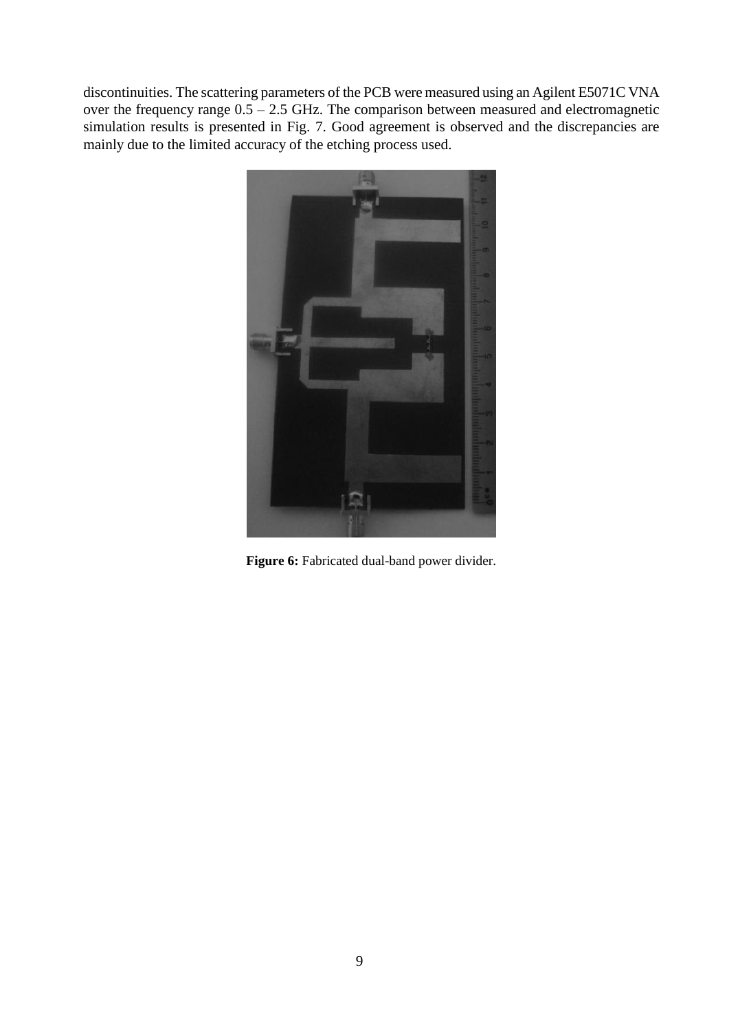discontinuities. The scattering parameters of the PCB were measured using an Agilent E5071C VNA over the frequency range 0.5 – 2.5 GHz. The comparison between measured and electromagnetic simulation results is presented in Fig. 7. Good agreement is observed and the discrepancies are mainly due to the limited accuracy of the etching process used.

**Figure 6:** Fabricated dual-band power divider.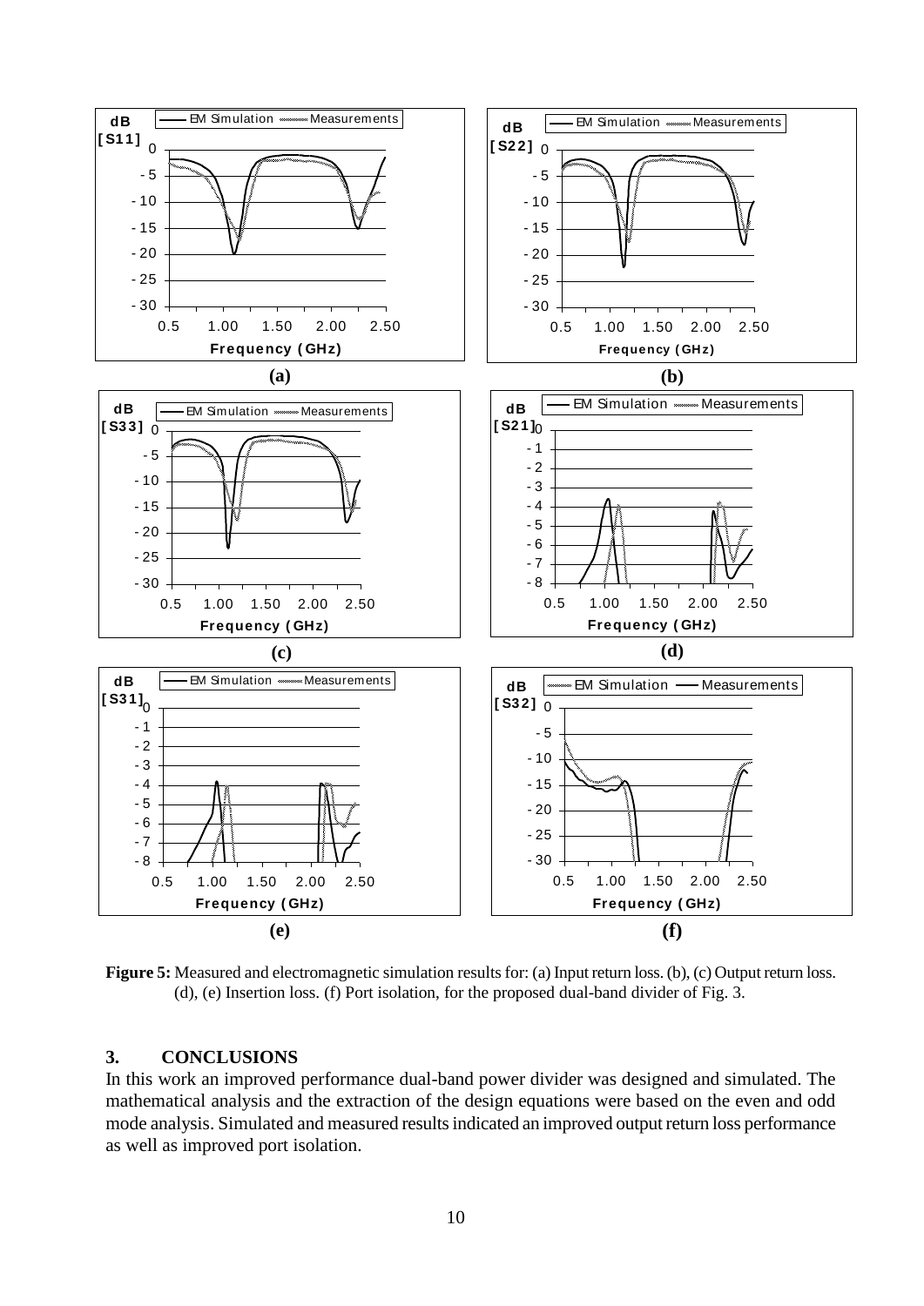**Figure 5:** Measured and electromagnetic simulation results for: (a) Input return loss. (b), (c) Output return loss. (d), (e) Insertion loss. (f) Port isolation, for the proposed dual-band divider of Fig. 3.

## 3. CONCLUSIONS

In this work an improved performance dual-band power divider was designed and simulated. The mathematical analysis and the extraction of the design equations were based on the even and odd mode analysis. Simulated and measured results indicated an improved output return loss performance as well as improved port isolation.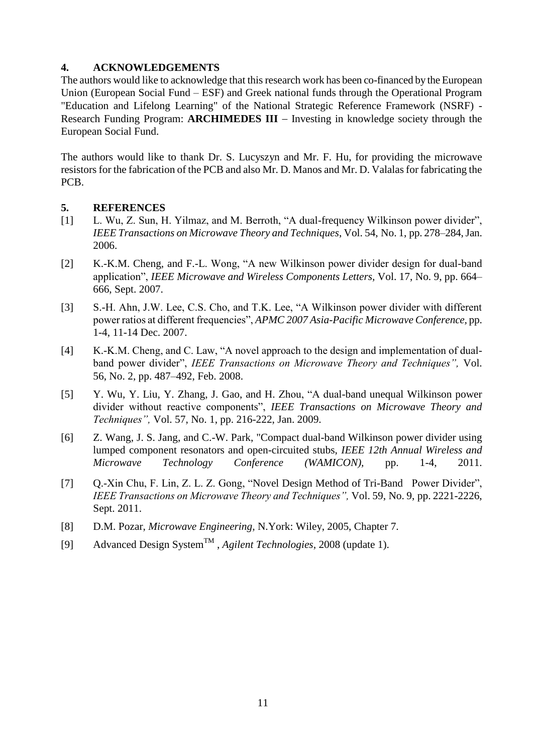## 4. ACKNOWLEDGEMENTS

The authors would like to acknowledge that this research work has been co-financed by the European Union (European Social Fund – ESF) and Greek national funds through the Operational Program "Education and Lifelong Learning" of the National Strategic Reference Framework (NSRF) - Research Funding Program: **ARCHIMEDES III** – Investing in knowledge society through the European Social Fund.

The authors would like to thank Dr. S. Lucyszyn and Mr. F. Hu, for providing the microwave resistors for the fabrication of the PCB and also Mr. D. Manos and Mr. D. Valalas for fabricating the PCB.

## 5. REFERENCES

[1] L. Wu, Z. Sun, H. Yilmaz, and M. Berroth, "A dual-frequency Wilkinson power divider", *IEEE Transactions on Microwave Theory and Techniques*, Vol. 54, No. 1, pp. 278–284, Jan. 2006.

[2] K.-K.M. Cheng, and F.-L. Wong, "A new Wilkinson power divider design for dual-band application", *IEEE Microwave and Wireless Components Letters*, Vol. 17, No. 9, pp. 664–666, Sept. 2007.

[3] S.-H. Ahn, J.W. Lee, C.S. Cho, and T.K. Lee, "A Wilkinson power divider with different power ratios at different frequencies", *APMC 2007 Asia-Pacific Microwave Conference*, pp. 1-4, 11-14 Dec. 2007.

[4] K.-K.M. Cheng, and C. Law, "A novel approach to the design and implementation of dual-band power divider", *IEEE Transactions on Microwave Theory and Techniques",* Vol. 56, No. 2, pp. 487–492, Feb. 2008.

[5] Y. Wu, Y. Liu, Y. Zhang, J. Gao, and H. Zhou, "A dual-band unequal Wilkinson power divider without reactive components", *IEEE Transactions on Microwave Theory and Techniques",* Vol. 57, No. 1, pp. 216-222, Jan. 2009.

[6] Z. Wang, J. S. Jang, and C.-W. Park, "Compact dual-band Wilkinson power divider using lumped component resonators and open-circuited stubs, *IEEE 12th Annual Wireless and Microwave Technology Conference (WAMICON),* pp. 1-4, 2011.

[7] Q.-Xin Chu, F. Lin, Z. L. Z. Gong, "Novel Design Method of Tri-Band Power Divider", *IEEE Transactions on Microwave Theory and Techniques",* Vol. 59, No. 9, pp. 2221-2226, Sept. 2011.

[8] D.M. Pozar, *Microwave Engineering,* N.York: Wiley, 2005, Chapter 7.

[9] Advanced Design System™ , *Agilent Technologies*, 2008 (update 1).